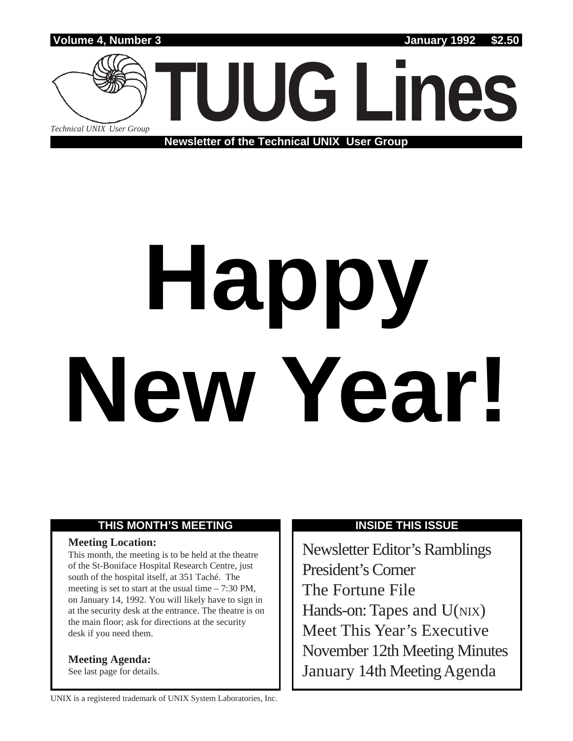Volume 4, Number 3 January 1992 $2.50

# TUUG Lines

*Technical UNIX User Group*

**Newsletter of the Technical UNIX User Group**

# Happy New Year!

## THIS MONTH'S MEETING

**Meeting Location:**
This month, the meeting is to be held at the theatre of the St-Boniface Hospital Research Centre, just south of the hospital itself, at 351 Taché. The meeting is set to start at the usual time – 7:30 PM, on January 14, 1992. You will likely have to sign in at the security desk at the entrance. The theatre is on the main floor; ask for directions at the security desk if you need them.

**Meeting Agenda:**
See last page for details.

## INSIDE THIS ISSUE

Newsletter Editor's Ramblings
President's Corner
The Fortune File
Hands-on: Tapes and U(NIX)
Meet This Year's Executive
November 12th Meeting Minutes
January 14th Meeting Agenda

UNIX is a registered trademark of UNIX System Laboratories, Inc.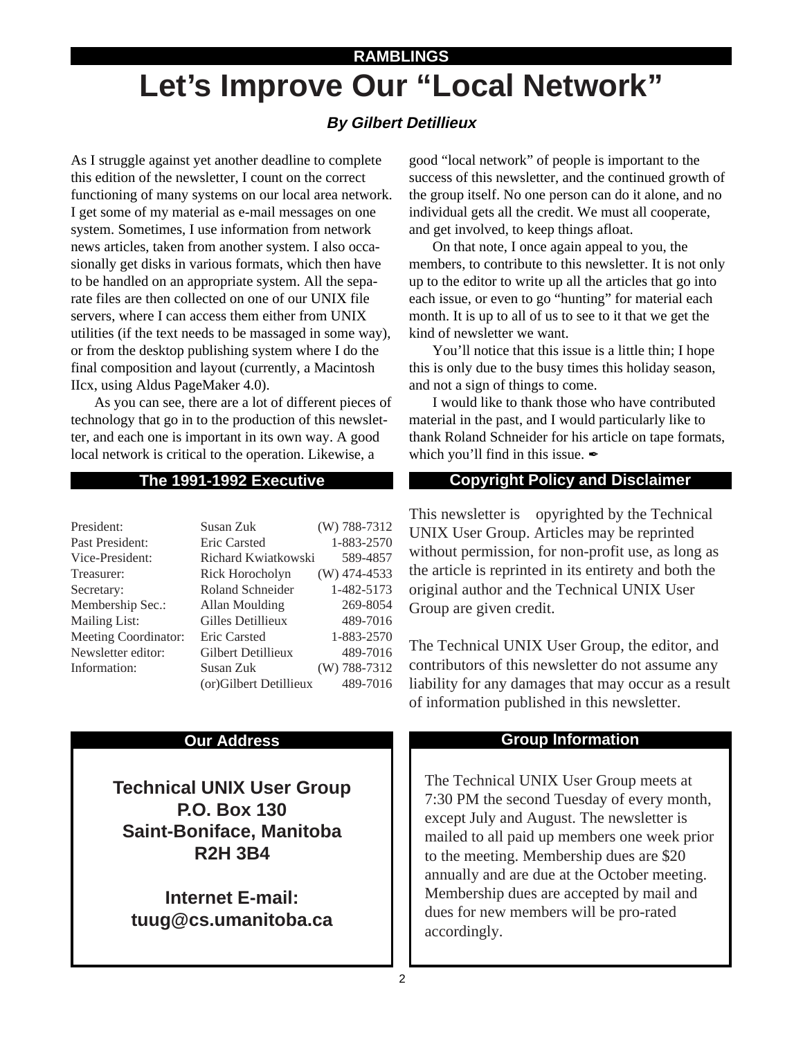**RAMBLINGS**

# Let's Improve Our "Local Network"

***By Gilbert Detillieux***

As I struggle against yet another deadline to complete this edition of the newsletter, I count on the correct functioning of many systems on our local area network. I get some of my material as e-mail messages on one system. Sometimes, I use information from network news articles, taken from another system. I also occasionally get disks in various formats, which then have to be handled on an appropriate system. All the separate files are then collected on one of our UNIX file servers, where I can access them either from UNIX utilities (if the text needs to be massaged in some way), or from the desktop publishing system where I do the final composition and layout (currently, a Macintosh IIcx, using Aldus PageMaker 4.0).

As you can see, there are a lot of different pieces of technology that go in to the production of this newsletter, and each one is important in its own way. A good local network is critical to the operation. Likewise, a good "local network" of people is important to the success of this newsletter, and the continued growth of the group itself. No one person can do it alone, and no individual gets all the credit. We must all cooperate, and get involved, to keep things afloat.

On that note, I once again appeal to you, the members, to contribute to this newsletter. It is not only up to the editor to write up all the articles that go into each issue, or even to go "hunting" for material each month. It is up to all of us to see to it that we get the kind of newsletter we want.

You'll notice that this issue is a little thin; I hope this is only due to the busy times this holiday season, and not a sign of things to come.

I would like to thank those who have contributed material in the past, and I would particularly like to thank Roland Schneider for his article on tape formats, which you'll find in this issue. ✒

## The 1991-1992 Executive

| | | |
|---|---|---|
| President: | Susan Zuk | (W) 788-7312 |
| Past President: | Eric Carsted | 1-883-2570 |
| Vice-President: | Richard Kwiatkowski | 589-4857 |
| Treasurer: | Rick Horocholyn | (W) 474-4533 |
| Secretary: | Roland Schneider | 1-482-5173 |
| Membership Sec.: | Allan Moulding | 269-8054 |
| Mailing List: | Gilles Detillieux | 489-7016 |
| Meeting Coordinator: | Eric Carsted | 1-883-2570 |
| Newsletter editor: | Gilbert Detillieux | 489-7016 |
| Information: | Susan Zuk | (W) 788-7312 |
| | (or)Gilbert Detillieux | 489-7016 |

## Copyright Policy and Disclaimer

This newsletter is opyrighted by the Technical UNIX User Group. Articles may be reprinted without permission, for non-profit use, as long as the article is reprinted in its entirety and both the original author and the Technical UNIX User Group are given credit.

The Technical UNIX User Group, the editor, and contributors of this newsletter do not assume any liability for any damages that may occur as a result of information published in this newsletter.

## Our Address

**Technical UNIX User Group**
**P.O. Box 130**
**Saint-Boniface, Manitoba**
**R2H 3B4**

**Internet E-mail:**
**tuug@cs.umanitoba.ca**

## Group Information

The Technical UNIX User Group meets at 7:30 PM the second Tuesday of every month, except July and August. The newsletter is mailed to all paid up members one week prior to the meeting. Membership dues are $20 annually and are due at the October meeting. Membership dues are accepted by mail and dues for new members will be pro-rated accordingly.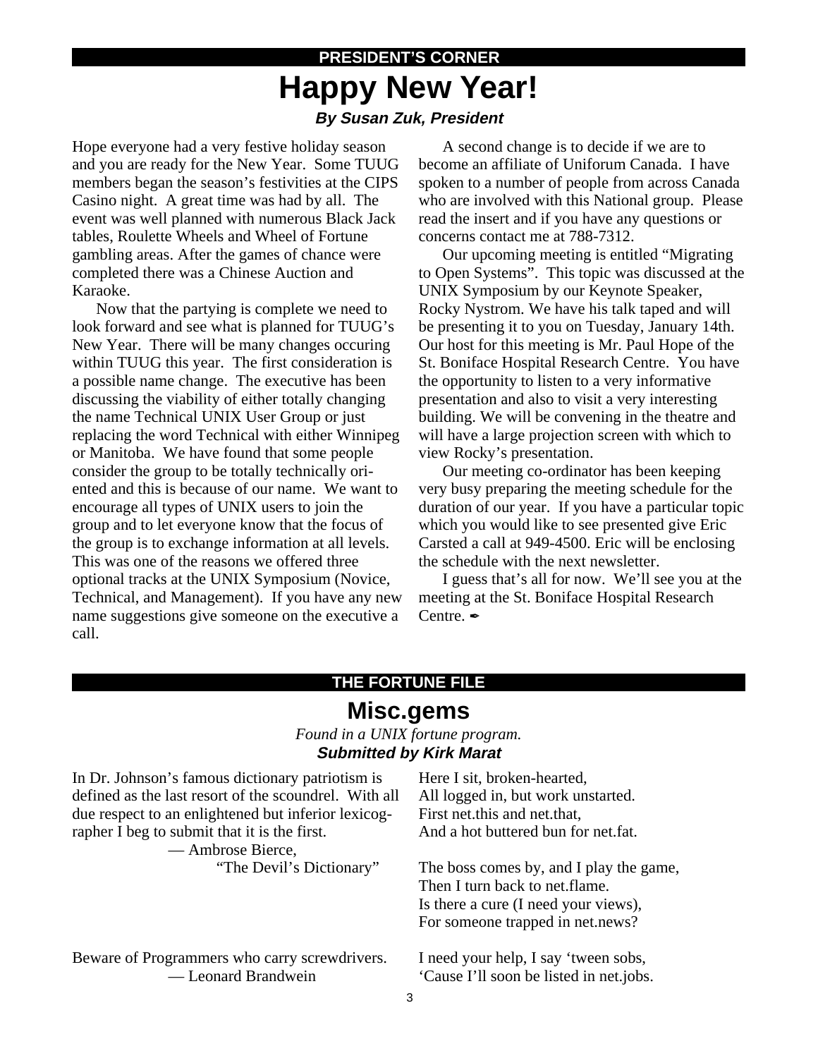PRESIDENT'S CORNER

# Happy New Year!

***By Susan Zuk, President***

Hope everyone had a very festive holiday season and you are ready for the New Year. Some TUUG members began the season's festivities at the CIPS Casino night. A great time was had by all. The event was well planned with numerous Black Jack tables, Roulette Wheels and Wheel of Fortune gambling areas. After the games of chance were completed there was a Chinese Auction and Karaoke.

Now that the partying is complete we need to look forward and see what is planned for TUUG's New Year. There will be many changes occuring within TUUG this year. The first consideration is a possible name change. The executive has been discussing the viability of either totally changing the name Technical UNIX User Group or just replacing the word Technical with either Winnipeg or Manitoba. We have found that some people consider the group to be totally technically oriented and this is because of our name. We want to encourage all types of UNIX users to join the group and to let everyone know that the focus of the group is to exchange information at all levels. This was one of the reasons we offered three optional tracks at the UNIX Symposium (Novice, Technical, and Management). If you have any new name suggestions give someone on the executive a call.

A second change is to decide if we are to become an affiliate of Uniforum Canada. I have spoken to a number of people from across Canada who are involved with this National group. Please read the insert and if you have any questions or concerns contact me at 788-7312.

Our upcoming meeting is entitled "Migrating to Open Systems". This topic was discussed at the UNIX Symposium by our Keynote Speaker, Rocky Nystrom. We have his talk taped and will be presenting it to you on Tuesday, January 14th. Our host for this meeting is Mr. Paul Hope of the St. Boniface Hospital Research Centre. You have the opportunity to listen to a very informative presentation and also to visit a very interesting building. We will be convening in the theatre and will have a large projection screen with which to view Rocky's presentation.

Our meeting co-ordinator has been keeping very busy preparing the meeting schedule for the duration of our year. If you have a particular topic which you would like to see presented give Eric Carsted a call at 949-4500. Eric will be enclosing the schedule with the next newsletter.

I guess that's all for now. We'll see you at the meeting at the St. Boniface Hospital Research Centre. ✒

THE FORTUNE FILE

# Misc.gems

*Found in a UNIX fortune program.*

***Submitted by Kirk Marat***

In Dr. Johnson's famous dictionary patriotism is defined as the last resort of the scoundrel. With all due respect to an enlightened but inferior lexicographer I beg to submit that it is the first.

— Ambrose Bierce,
"The Devil's Dictionary"

Beware of Programmers who carry screwdrivers.

— Leonard Brandwein

Here I sit, broken-hearted,
All logged in, but work unstarted.
First net.this and net.that,
And a hot buttered bun for net.fat.

The boss comes by, and I play the game,
Then I turn back to net.flame.
Is there a cure (I need your views),
For someone trapped in net.news?

I need your help, I say 'tween sobs,
'Cause I'll soon be listed in net.jobs.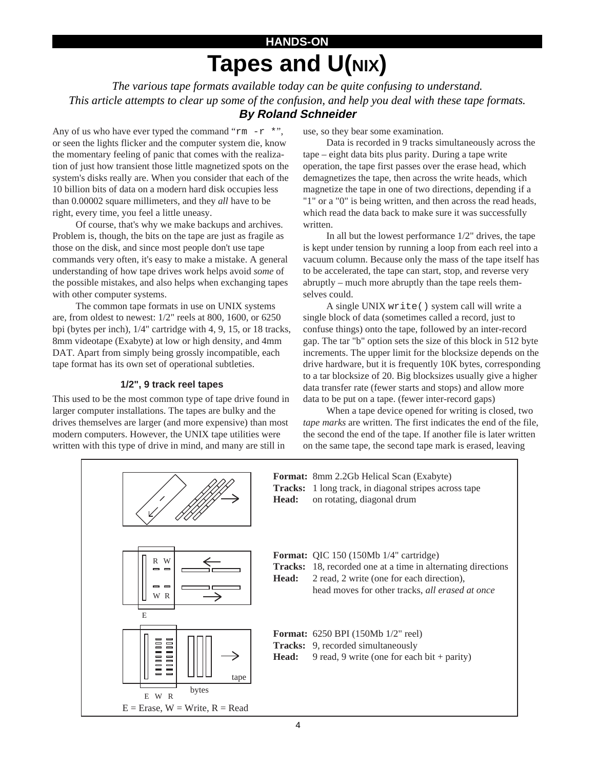HANDS-ON

# Tapes and U(NIX)

*The various tape formats available today can be quite confusing to understand. This article attempts to clear up some of the confusion, and help you deal with these tape formats.*

***By Roland Schneider***

Any of us who have ever typed the command "`rm -r *`", or seen the lights flicker and the computer system die, know the momentary feeling of panic that comes with the realization of just how transient those little magnetized spots on the system's disks really are. When you consider that each of the 10 billion bits of data on a modern hard disk occupies less than 0.00002 square millimeters, and they *all* have to be right, every time, you feel a little uneasy.

Of course, that's why we make backups and archives. Problem is, though, the bits on the tape are just as fragile as those on the disk, and since most people don't use tape commands very often, it's easy to make a mistake. A general understanding of how tape drives work helps avoid *some* of the possible mistakes, and also helps when exchanging tapes with other computer systems.

The common tape formats in use on UNIX systems are, from oldest to newest: 1/2" reels at 800, 1600, or 6250 bpi (bytes per inch), 1/4" cartridge with 4, 9, 15, or 18 tracks, 8mm videotape (Exabyte) at low or high density, and 4mm DAT. Apart from simply being grossly incompatible, each tape format has its own set of operational subtleties.

### 1/2", 9 track reel tapes

This used to be the most common type of tape drive found in larger computer installations. The tapes are bulky and the drives themselves are larger (and more expensive) than most modern computers. However, the UNIX tape utilities were written with this type of drive in mind, and many are still in use, so they bear some examination.

Data is recorded in 9 tracks simultaneously across the tape – eight data bits plus parity. During a tape write operation, the tape first passes over the erase head, which demagnetizes the tape, then across the write heads, which magnetize the tape in one of two directions, depending if a "1" or a "0" is being written, and then across the read heads, which read the data back to make sure it was successfully written.

In all but the lowest performance 1/2" drives, the tape is kept under tension by running a loop from each reel into a vacuum column. Because only the mass of the tape itself has to be accelerated, the tape can start, stop, and reverse very abruptly – much more abruptly than the tape reels themselves could.

A single UNIX `write()` system call will write a single block of data (sometimes called a record, just to confuse things) onto the tape, followed by an inter-record gap. The tar "b" option sets the size of this block in 512 byte increments. The upper limit for the blocksize depends on the drive hardware, but it is frequently 10K bytes, corresponding to a tar blocksize of 20. Big blocksizes usually give a higher data transfer rate (fewer starts and stops) and allow more data to be put on a tape. (fewer inter-record gaps)

When a tape device opened for writing is closed, two *tape marks* are written. The first indicates the end of the file, the second the end of the tape. If another file is later written on the same tape, the second tape mark is erased, leaving

R W
W R
E
tape
bytes
E W R

**Format:** 8mm 2.2Gb Helical Scan (Exabyte)
**Tracks:** 1 long track, in diagonal stripes across tape
**Head:** on rotating, diagonal drum

**Format:** QIC 150 (150Mb 1/4" cartridge)
**Tracks:** 18, recorded one at a time in alternating directions
**Head:** 2 read, 2 write (one for each direction), head moves for other tracks, *all erased at once*

**Format:** 6250 BPI (150Mb 1/2" reel)
**Tracks:** 9, recorded simultaneously
**Head:** 9 read, 9 write (one for each bit + parity)

E = Erase, W = Write, R = Read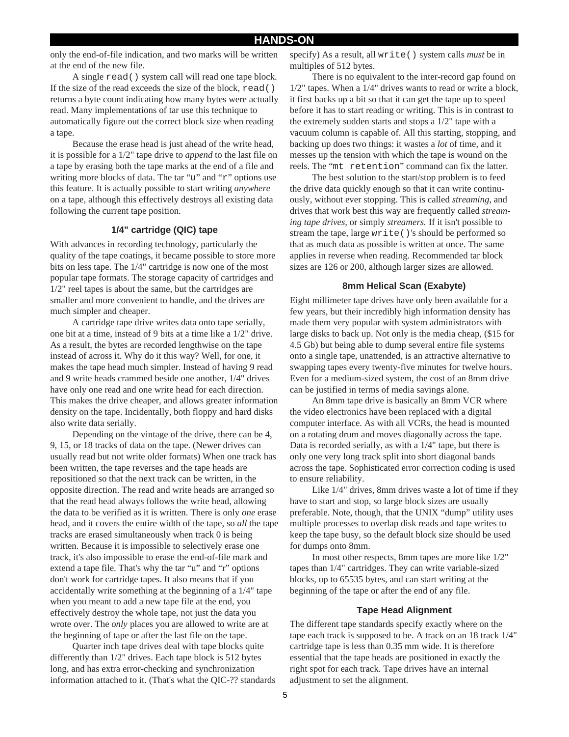only the end-of-file indication, and two marks will be written at the end of the new file.

A single `read()` system call will read one tape block. If the size of the read exceeds the size of the block, `read()` returns a byte count indicating how many bytes were actually read. Many implementations of tar use this technique to automatically figure out the correct block size when reading a tape.

Because the erase head is just ahead of the write head, it is possible for a 1/2" tape drive to *append* to the last file on a tape by erasing both the tape marks at the end of a file and writing more blocks of data. The tar "u" and "r" options use this feature. It is actually possible to start writing *anywhere* on a tape, although this effectively destroys all existing data following the current tape position.

### 1/4" cartridge (QIC) tape

With advances in recording technology, particularly the quality of the tape coatings, it became possible to store more bits on less tape. The 1/4" cartridge is now one of the most popular tape formats. The storage capacity of cartridges and 1/2" reel tapes is about the same, but the cartridges are smaller and more convenient to handle, and the drives are much simpler and cheaper.

A cartridge tape drive writes data onto tape serially, one bit at a time, instead of 9 bits at a time like a 1/2" drive. As a result, the bytes are recorded lengthwise on the tape instead of across it. Why do it this way? Well, for one, it makes the tape head much simpler. Instead of having 9 read and 9 write heads crammed beside one another, 1/4" drives have only one read and one write head for each direction. This makes the drive cheaper, and allows greater information density on the tape. Incidentally, both floppy and hard disks also write data serially.

Depending on the vintage of the drive, there can be 4, 9, 15, or 18 tracks of data on the tape. (Newer drives can usually read but not write older formats) When one track has been written, the tape reverses and the tape heads are repositioned so that the next track can be written, in the opposite direction. The read and write heads are arranged so that the read head always follows the write head, allowing the data to be verified as it is written. There is only *one* erase head, and it covers the entire width of the tape, so *all* the tape tracks are erased simultaneously when track 0 is being written. Because it is impossible to selectively erase one track, it's also impossible to erase the end-of-file mark and extend a tape file. That's why the tar "u" and "r" options don't work for cartridge tapes. It also means that if you accidentally write something at the beginning of a 1/4" tape when you meant to add a new tape file at the end, you effectively destroy the whole tape, not just the data you wrote over. The *only* places you are allowed to write are at the beginning of tape or after the last file on the tape.

Quarter inch tape drives deal with tape blocks quite differently than 1/2" drives. Each tape block is 512 bytes long, and has extra error-checking and synchronization information attached to it. (That's what the QIC-?? standards specify) As a result, all `write()` system calls *must* be in multiples of 512 bytes.

There is no equivalent to the inter-record gap found on 1/2" tapes. When a 1/4" drives wants to read or write a block, it first backs up a bit so that it can get the tape up to speed before it has to start reading or writing. This is in contrast to the extremely sudden starts and stops a 1/2" tape with a vacuum column is capable of. All this starting, stopping, and backing up does two things: it wastes a *lot* of time, and it messes up the tension with which the tape is wound on the reels. The "`mt retention`" command can fix the latter.

The best solution to the start/stop problem is to feed the drive data quickly enough so that it can write continuously, without ever stopping. This is called *streaming,* and drives that work best this way are frequently called *streaming tape drives,* or simply *streamers.* If it isn't possible to stream the tape, large `write()`'s should be performed so that as much data as possible is written at once. The same applies in reverse when reading. Recommended tar block sizes are 126 or 200, although larger sizes are allowed.

### 8mm Helical Scan (Exabyte)

Eight millimeter tape drives have only been available for a few years, but their incredibly high information density has made them very popular with system administrators with large disks to back up. Not only is the media cheap, ($15 for 4.5 Gb) but being able to dump several entire file systems onto a single tape, unattended, is an attractive alternative to swapping tapes every twenty-five minutes for twelve hours. Even for a medium-sized system, the cost of an 8mm drive can be justified in terms of media savings alone.

An 8mm tape drive is basically an 8mm VCR where the video electronics have been replaced with a digital computer interface. As with all VCRs, the head is mounted on a rotating drum and moves diagonally across the tape. Data is recorded serially, as with a 1/4" tape, but there is only one very long track split into short diagonal bands across the tape. Sophisticated error correction coding is used to ensure reliability.

Like 1/4" drives, 8mm drives waste a lot of time if they have to start and stop, so large block sizes are usually preferable. Note, though, that the UNIX "dump" utility uses multiple processes to overlap disk reads and tape writes to keep the tape busy, so the default block size should be used for dumps onto 8mm.

In most other respects, 8mm tapes are more like 1/2" tapes than 1/4" cartridges. They can write variable-sized blocks, up to 65535 bytes, and can start writing at the beginning of the tape or after the end of any file.

### Tape Head Alignment

The different tape standards specify exactly where on the tape each track is supposed to be. A track on an 18 track 1/4" cartridge tape is less than 0.35 mm wide. It is therefore essential that the tape heads are positioned in exactly the right spot for each track. Tape drives have an internal adjustment to set the alignment.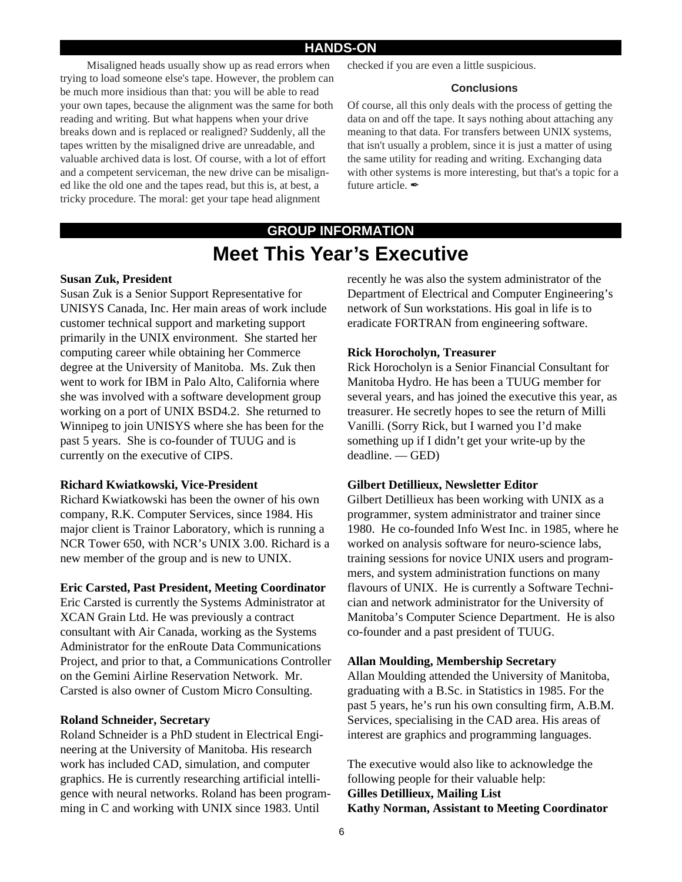## HANDS-ON

Misaligned heads usually show up as read errors when trying to load someone else's tape. However, the problem can be much more insidious than that: you will be able to read your own tapes, because the alignment was the same for both reading and writing. But what happens when your drive breaks down and is replaced or realigned? Suddenly, all the tapes written by the misaligned drive are unreadable, and valuable archived data is lost. Of course, with a lot of effort and a competent serviceman, the new drive can be misaligned like the old one and the tapes read, but this is, at best, a tricky procedure. The moral: get your tape head alignment checked if you are even a little suspicious.

### Conclusions

Of course, all this only deals with the process of getting the data on and off the tape. It says nothing about attaching any meaning to that data. For transfers between UNIX systems, that isn't usually a problem, since it is just a matter of using the same utility for reading and writing. Exchanging data with other systems is more interesting, but that's a topic for a future article. ✒

## GROUP INFORMATION

# Meet This Year's Executive

**Susan Zuk, President**

Susan Zuk is a Senior Support Representative for UNISYS Canada, Inc. Her main areas of work include customer technical support and marketing support primarily in the UNIX environment. She started her computing career while obtaining her Commerce degree at the University of Manitoba. Ms. Zuk then went to work for IBM in Palo Alto, California where she was involved with a software development group working on a port of UNIX BSD4.2. She returned to Winnipeg to join UNISYS where she has been for the past 5 years. She is co-founder of TUUG and is currently on the executive of CIPS.

**Richard Kwiatkowski, Vice-President**

Richard Kwiatkowski has been the owner of his own company, R.K. Computer Services, since 1984. His major client is Trainor Laboratory, which is running a NCR Tower 650, with NCR's UNIX 3.00. Richard is a new member of the group and is new to UNIX.

**Eric Carsted, Past President, Meeting Coordinator**

Eric Carsted is currently the Systems Administrator at XCAN Grain Ltd. He was previously a contract consultant with Air Canada, working as the Systems Administrator for the enRoute Data Communications Project, and prior to that, a Communications Controller on the Gemini Airline Reservation Network. Mr. Carsted is also owner of Custom Micro Consulting.

**Roland Schneider, Secretary**

Roland Schneider is a PhD student in Electrical Engineering at the University of Manitoba. His research work has included CAD, simulation, and computer graphics. He is currently researching artificial intelligence with neural networks. Roland has been programming in C and working with UNIX since 1983. Until recently he was also the system administrator of the Department of Electrical and Computer Engineering's network of Sun workstations. His goal in life is to eradicate FORTRAN from engineering software.

**Rick Horocholyn, Treasurer**

Rick Horocholyn is a Senior Financial Consultant for Manitoba Hydro. He has been a TUUG member for several years, and has joined the executive this year, as treasurer. He secretly hopes to see the return of Milli Vanilli. (Sorry Rick, but I warned you I'd make something up if I didn't get your write-up by the deadline. — GED)

**Gilbert Detillieux, Newsletter Editor**

Gilbert Detillieux has been working with UNIX as a programmer, system administrator and trainer since 1980. He co-founded Info West Inc. in 1985, where he worked on analysis software for neuro-science labs, training sessions for novice UNIX users and programmers, and system administration functions on many flavours of UNIX. He is currently a Software Technician and network administrator for the University of Manitoba's Computer Science Department. He is also co-founder and a past president of TUUG.

**Allan Moulding, Membership Secretary**

Allan Moulding attended the University of Manitoba, graduating with a B.Sc. in Statistics in 1985. For the past 5 years, he's run his own consulting firm, A.B.M. Services, specialising in the CAD area. His areas of interest are graphics and programming languages.

The executive would also like to acknowledge the following people for their valuable help:

**Gilles Detillieux, Mailing List**

**Kathy Norman, Assistant to Meeting Coordinator**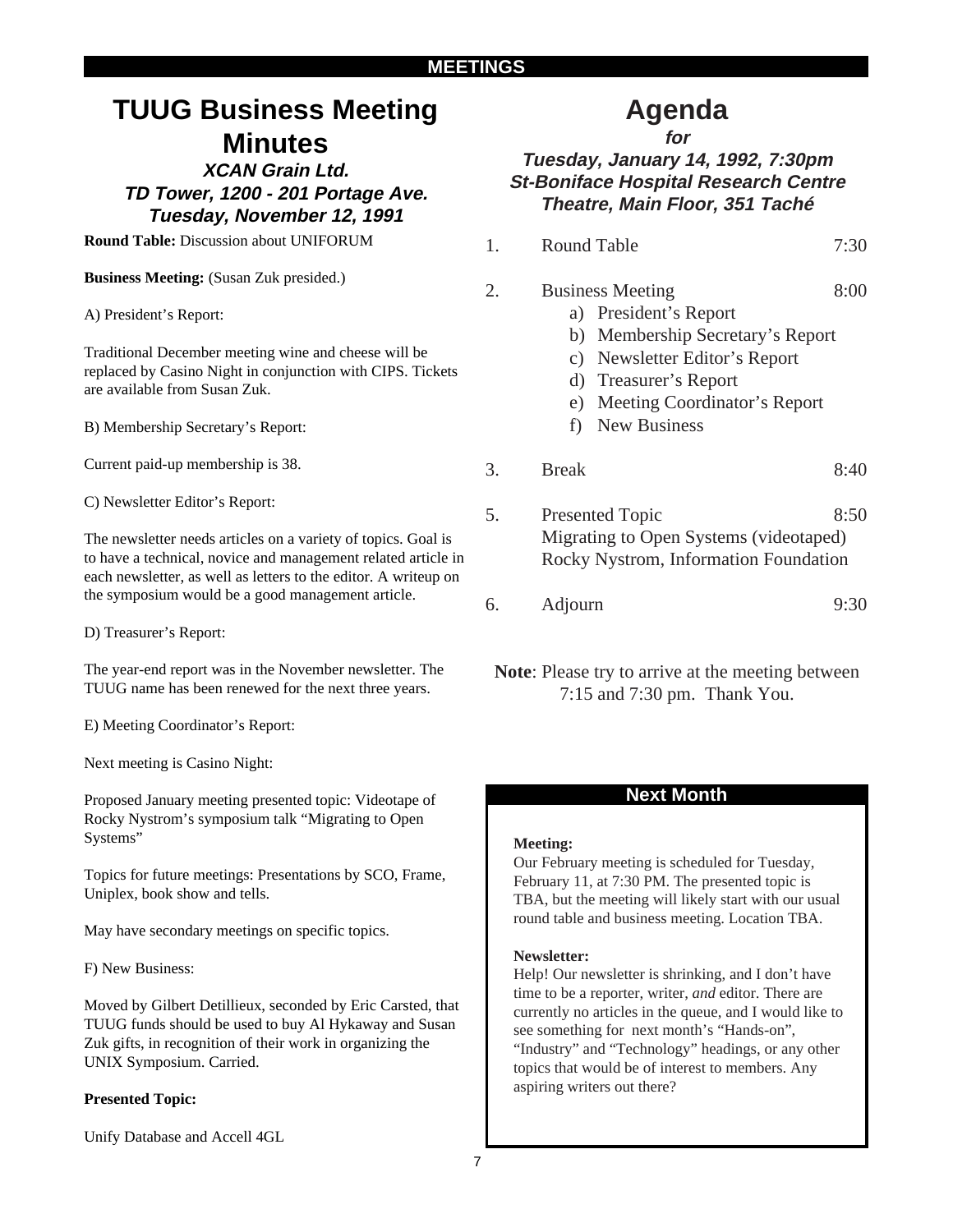MEETINGS

# TUUG Business Meeting Minutes

***XCAN Grain Ltd.***
***TD Tower, 1200 - 201 Portage Ave.***
***Tuesday, November 12, 1991***

**Round Table:** Discussion about UNIFORUM

**Business Meeting:** (Susan Zuk presided.)

A) President’s Report:

Traditional December meeting wine and cheese will be replaced by Casino Night in conjunction with CIPS. Tickets are available from Susan Zuk.

B) Membership Secretary’s Report:

Current paid-up membership is 38.

C) Newsletter Editor’s Report:

The newsletter needs articles on a variety of topics. Goal is to have a technical, novice and management related article in each newsletter, as well as letters to the editor. A writeup on the symposium would be a good management article.

D) Treasurer’s Report:

The year-end report was in the November newsletter. The TUUG name has been renewed for the next three years.

E) Meeting Coordinator’s Report:

Next meeting is Casino Night:

Proposed January meeting presented topic: Videotape of Rocky Nystrom’s symposium talk “Migrating to Open Systems”

Topics for future meetings: Presentations by SCO, Frame, Uniplex, book show and tells.

May have secondary meetings on specific topics.

F) New Business:

Moved by Gilbert Detillieux, seconded by Eric Carsted, that TUUG funds should be used to buy Al Hykaway and Susan Zuk gifts, in recognition of their work in organizing the UNIX Symposium. Carried.

**Presented Topic:**

Unify Database and Accell 4GL

# Agenda

***for***
***Tuesday, January 14, 1992, 7:30pm***
***St-Boniface Hospital Research Centre***
***Theatre, Main Floor, 351 Taché***

| | | |
|---|---|---|
| 1. | Round Table | 7:30 |
| 2. | Business Meeting<br>a) President’s Report<br>b) Membership Secretary’s Report<br>c) Newsletter Editor’s Report<br>d) Treasurer’s Report<br>e) Meeting Coordinator’s Report<br>f) New Business | 8:00 |
| 3. | Break | 8:40 |
| 5. | Presented Topic<br>Migrating to Open Systems (videotaped)<br>Rocky Nystrom, Information Foundation | 8:50 |
| 6. | Adjourn | 9:30 |

**Note**: Please try to arrive at the meeting between 7:15 and 7:30 pm. Thank You.

## Next Month

**Meeting:**
Our February meeting is scheduled for Tuesday, February 11, at 7:30 PM. The presented topic is TBA, but the meeting will likely start with our usual round table and business meeting. Location TBA.

**Newsletter:**
Help! Our newsletter is shrinking, and I don’t have time to be a reporter, writer, *and* editor. There are currently no articles in the queue, and I would like to see something for next month’s “Hands-on”, “Industry” and “Technology” headings, or any other topics that would be of interest to members. Any aspiring writers out there?